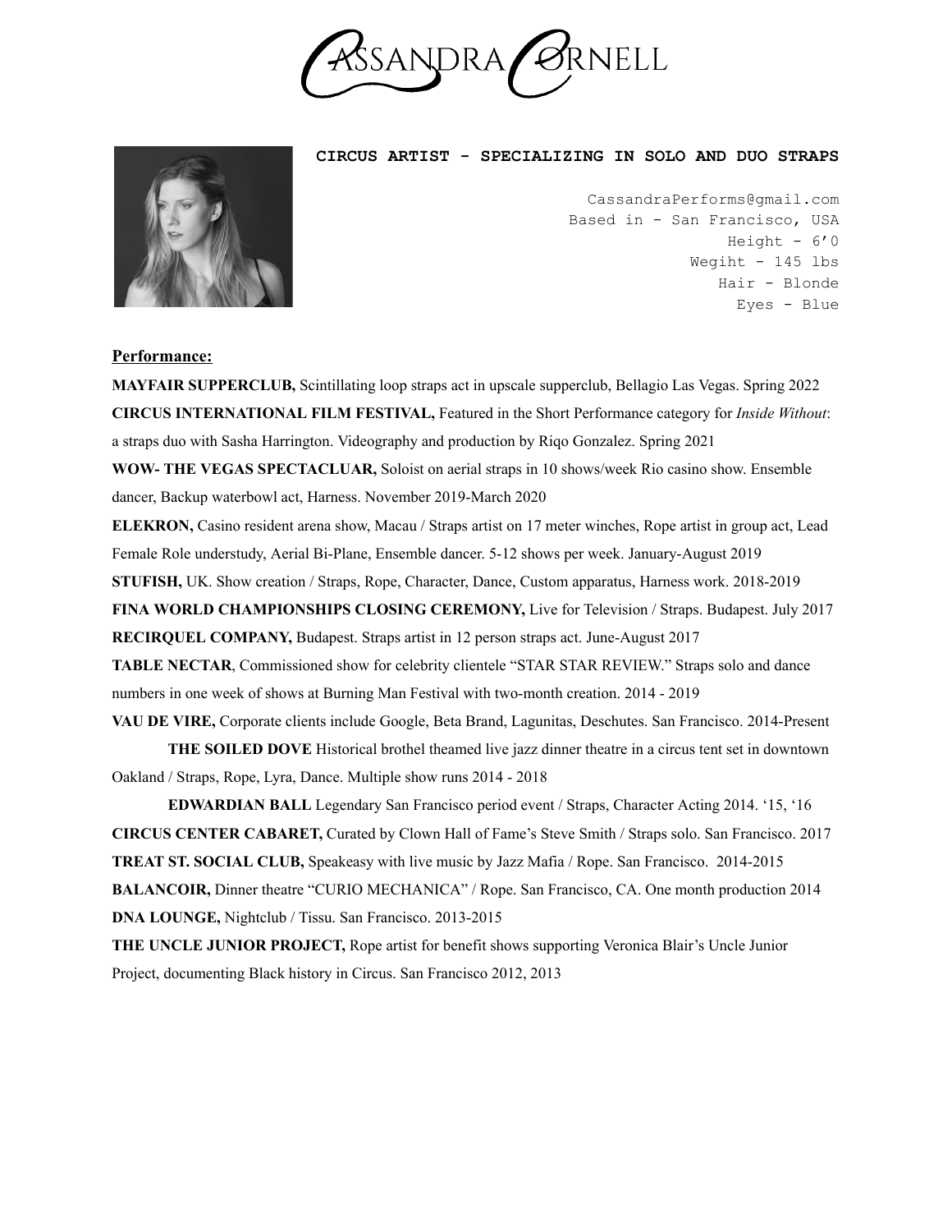# CASSANDRA CORNELL

**CIRCUS ARTIST - SPECIALIZING IN SOLO AND DUO STRAPS**

CassandraPerforms@gmail.com
Based in - San Francisco, USA
Height - 6’0
Wegiht - 145 lbs
Hair - Blonde
Eyes - Blue

## Performance:

**MAYFAIR SUPPERCLUB,** Scintillating loop straps act in upscale supperclub, Bellagio Las Vegas. Spring 2022

**CIRCUS INTERNATIONAL FILM FESTIVAL,** Featured in the Short Performance category for *Inside Without*: a straps duo with Sasha Harrington. Videography and production by Riqo Gonzalez. Spring 2021

**WOW- THE VEGAS SPECTACLUAR,** Soloist on aerial straps in 10 shows/week Rio casino show. Ensemble dancer, Backup waterbowl act, Harness. November 2019-March 2020

**ELEKRON,** Casino resident arena show, Macau / Straps artist on 17 meter winches, Rope artist in group act, Lead Female Role understudy, Aerial Bi-Plane, Ensemble dancer. 5-12 shows per week. January-August 2019

**STUFISH,** UK. Show creation / Straps, Rope, Character, Dance, Custom apparatus, Harness work. 2018-2019

**FINA WORLD CHAMPIONSHIPS CLOSING CEREMONY,** Live for Television / Straps. Budapest. July 2017

**RECIRQUEL COMPANY,** Budapest. Straps artist in 12 person straps act. June-August 2017

**TABLE NECTAR**, Commissioned show for celebrity clientele “STAR STAR REVIEW.” Straps solo and dance numbers in one week of shows at Burning Man Festival with two-month creation. 2014 - 2019

**VAU DE VIRE,** Corporate clients include Google, Beta Brand, Lagunitas, Deschutes. San Francisco. 2014-Present

**THE SOILED DOVE** Historical brothel theamed live jazz dinner theatre in a circus tent set in downtown Oakland / Straps, Rope, Lyra, Dance. Multiple show runs 2014 - 2018

**EDWARDIAN BALL** Legendary San Francisco period event / Straps, Character Acting 2014. ‘15, ‘16

**CIRCUS CENTER CABARET,** Curated by Clown Hall of Fame’s Steve Smith / Straps solo. San Francisco. 2017

**TREAT ST. SOCIAL CLUB,** Speakeasy with live music by Jazz Mafia / Rope. San Francisco. 2014-2015

**BALANCOIR,** Dinner theatre “CURIO MECHANICA” / Rope. San Francisco, CA. One month production 2014

**DNA LOUNGE,** Nightclub / Tissu. San Francisco. 2013-2015

**THE UNCLE JUNIOR PROJECT,** Rope artist for benefit shows supporting Veronica Blair’s Uncle Junior Project, documenting Black history in Circus. San Francisco 2012, 2013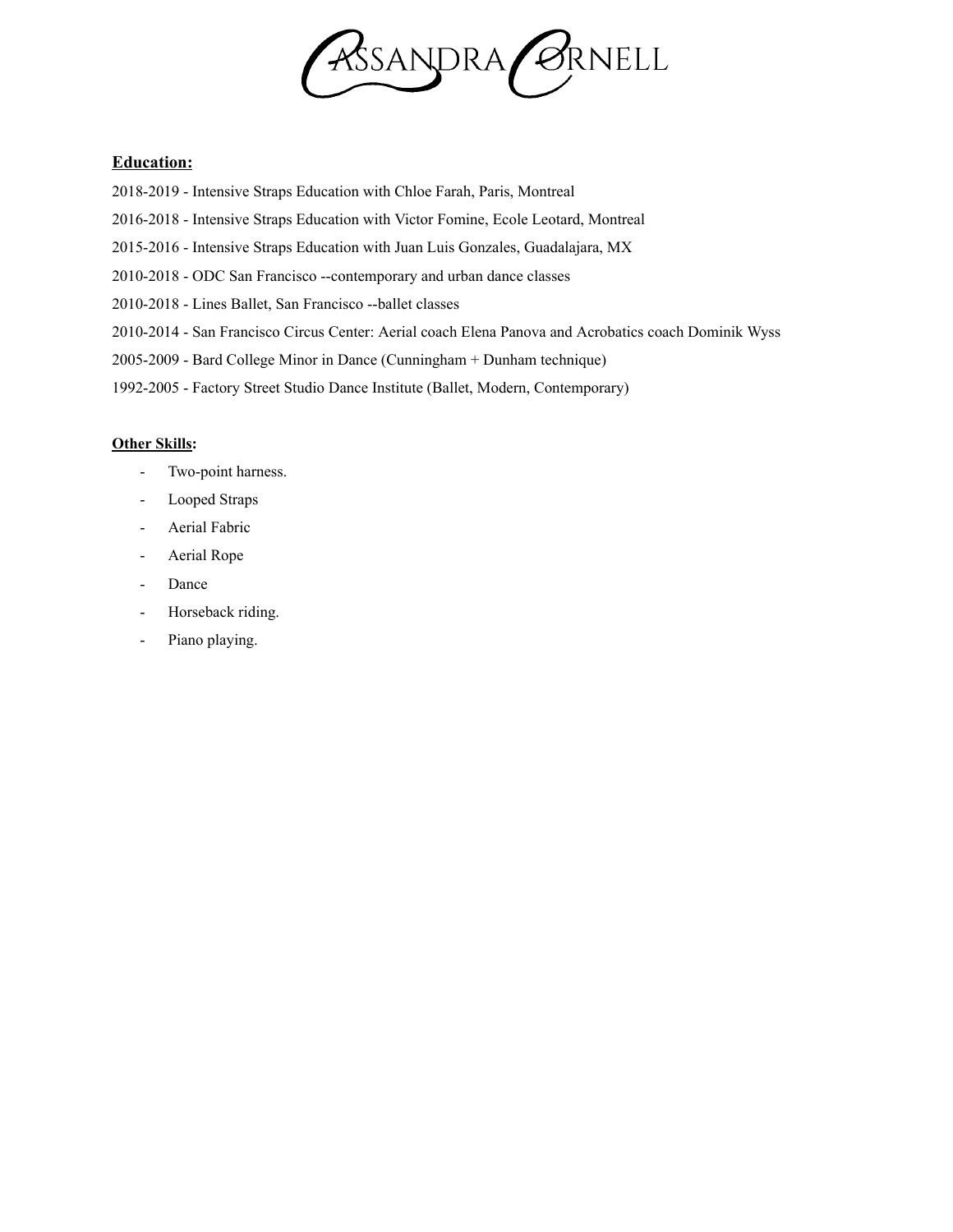**Education:**

2018-2019 - Intensive Straps Education with Chloe Farah, Paris, Montreal

2016-2018 - Intensive Straps Education with Victor Fomine, Ecole Leotard, Montreal

2015-2016 - Intensive Straps Education with Juan Luis Gonzales, Guadalajara, MX

2010-2018 - ODC San Francisco --contemporary and urban dance classes

2010-2018 - Lines Ballet, San Francisco --ballet classes

2010-2014 - San Francisco Circus Center: Aerial coach Elena Panova and Acrobatics coach Dominik Wyss

2005-2009 - Bard College Minor in Dance (Cunningham + Dunham technique)

1992-2005 - Factory Street Studio Dance Institute (Ballet, Modern, Contemporary)

**Other Skills:**

- Two-point harness.
- Looped Straps
- Aerial Fabric
- Aerial Rope
- Dance
- Horseback riding.
- Piano playing.